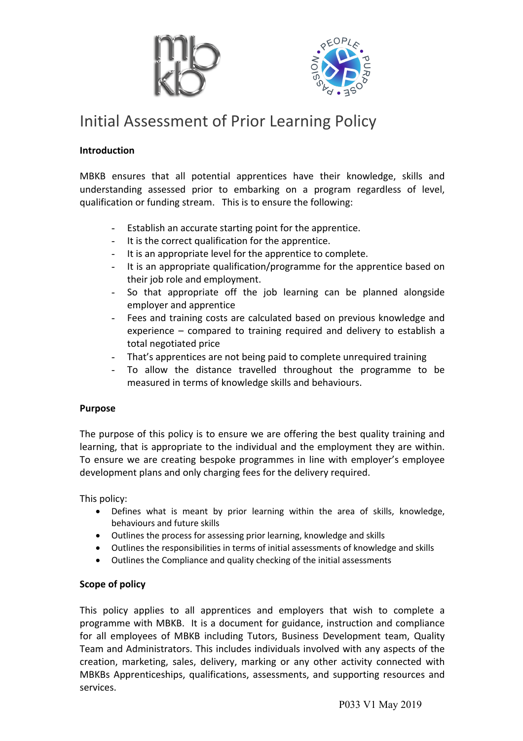# Initial Assessment of Prior Learning Policy

**Introduction**

MBKB ensures that all potential apprentices have their knowledge, skills and understanding assessed prior to embarking on a program regardless of level, qualification or funding stream. This is to ensure the following:

- Establish an accurate starting point for the apprentice.
- It is the correct qualification for the apprentice.
- It is an appropriate level for the apprentice to complete.
- It is an appropriate qualification/programme for the apprentice based on their job role and employment.
- So that appropriate off the job learning can be planned alongside employer and apprentice
- Fees and training costs are calculated based on previous knowledge and experience – compared to training required and delivery to establish a total negotiated price
- That's apprentices are not being paid to complete unrequired training
- To allow the distance travelled throughout the programme to be measured in terms of knowledge skills and behaviours.

**Purpose**

The purpose of this policy is to ensure we are offering the best quality training and learning, that is appropriate to the individual and the employment they are within. To ensure we are creating bespoke programmes in line with employer's employee development plans and only charging fees for the delivery required.

This policy:

- Defines what is meant by prior learning within the area of skills, knowledge, behaviours and future skills
- Outlines the process for assessing prior learning, knowledge and skills
- Outlines the responsibilities in terms of initial assessments of knowledge and skills
- Outlines the Compliance and quality checking of the initial assessments

**Scope of policy**

This policy applies to all apprentices and employers that wish to complete a programme with MBKB. It is a document for guidance, instruction and compliance for all employees of MBKB including Tutors, Business Development team, Quality Team and Administrators. This includes individuals involved with any aspects of the creation, marketing, sales, delivery, marking or any other activity connected with MBKBs Apprenticeships, qualifications, assessments, and supporting resources and services.

P033 V1 May 2019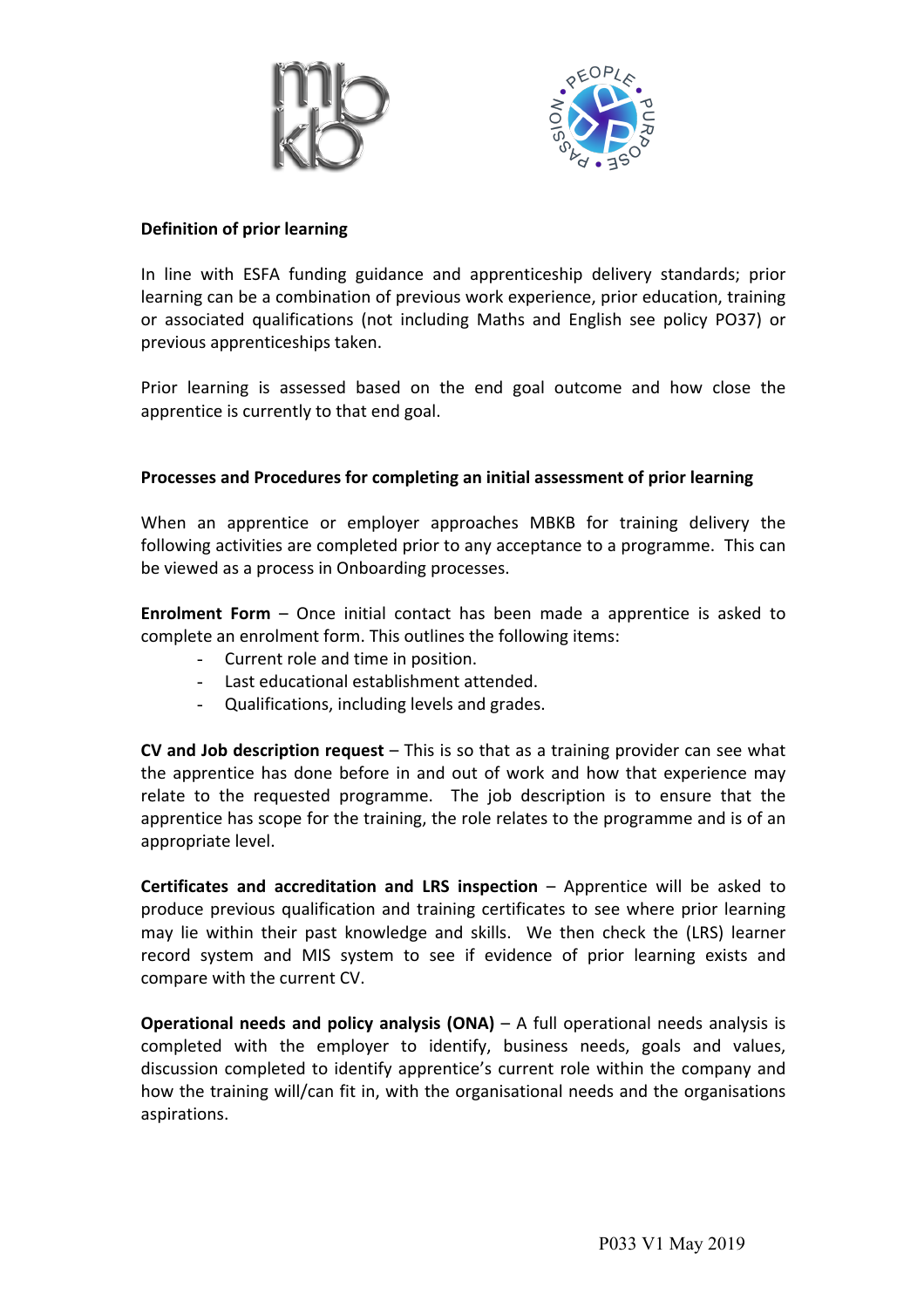**Definition of prior learning**

In line with ESFA funding guidance and apprenticeship delivery standards; prior learning can be a combination of previous work experience, prior education, training or associated qualifications (not including Maths and English see policy PO37) or previous apprenticeships taken.

Prior learning is assessed based on the end goal outcome and how close the apprentice is currently to that end goal.

**Processes and Procedures for completing an initial assessment of prior learning**

When an apprentice or employer approaches MBKB for training delivery the following activities are completed prior to any acceptance to a programme. This can be viewed as a process in Onboarding processes.

**Enrolment Form** – Once initial contact has been made a apprentice is asked to complete an enrolment form. This outlines the following items:

- Current role and time in position.
- Last educational establishment attended.
- Qualifications, including levels and grades.

**CV and Job description request** – This is so that as a training provider can see what the apprentice has done before in and out of work and how that experience may relate to the requested programme. The job description is to ensure that the apprentice has scope for the training, the role relates to the programme and is of an appropriate level.

**Certificates and accreditation and LRS inspection** – Apprentice will be asked to produce previous qualification and training certificates to see where prior learning may lie within their past knowledge and skills. We then check the (LRS) learner record system and MIS system to see if evidence of prior learning exists and compare with the current CV.

**Operational needs and policy analysis (ONA)** – A full operational needs analysis is completed with the employer to identify, business needs, goals and values, discussion completed to identify apprentice's current role within the company and how the training will/can fit in, with the organisational needs and the organisations aspirations.

P033 V1 May 2019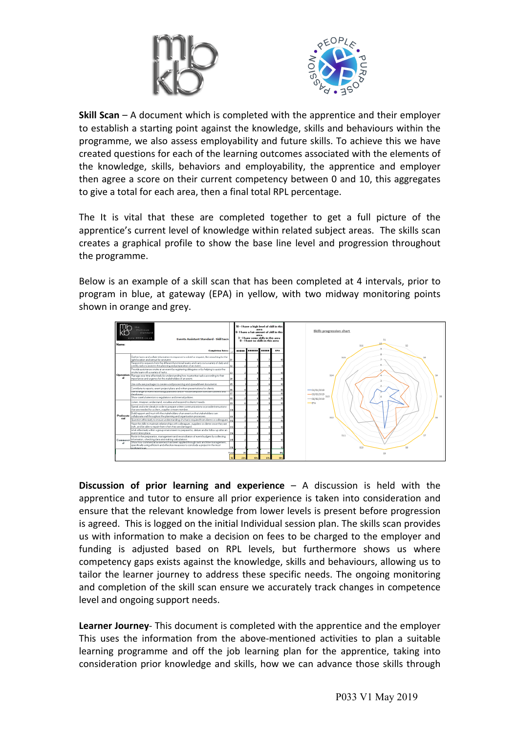**Skill Scan** – A document which is completed with the apprentice and their employer to establish a starting point against the knowledge, skills and behaviours within the programme, we also assess employability and future skills. To achieve this we have created questions for each of the learning outcomes associated with the elements of the knowledge, skills, behaviors and employability, the apprentice and employer then agree a score on their current competency between 0 and 10, this aggregates to give a total for each area, then a final total RPL percentage.

The It is vital that these are completed together to get a full picture of the apprentice's current level of knowledge within related subject areas. The skills scan creates a graphical profile to show the base line level and progression throughout the programme.

Below is an example of a skill scan that has been completed at 4 intervals, prior to program in blue, at gateway (EPA) in yellow, with two midway monitoring points shown in orange and grey.

**Discussion of prior learning and experience** – A discussion is held with the apprentice and tutor to ensure all prior experience is taken into consideration and ensure that the relevant knowledge from lower levels is present before progression is agreed. This is logged on the initial Individual session plan. The skills scan provides us with information to make a decision on fees to be charged to the employer and funding is adjusted based on RPL levels, but furthermore shows us where competency gaps exists against the knowledge, skills and behaviours, allowing us to tailor the learner journey to address these specific needs. The ongoing monitoring and completion of the skill scan ensure we accurately track changes in competence level and ongoing support needs.

**Learner Journey**- This document is completed with the apprentice and the employer This uses the information from the above-mentioned activities to plan a suitable learning programme and off the job learning plan for the apprentice, taking into consideration prior knowledge and skills, how we can advance those skills through

P033 V1 May 2019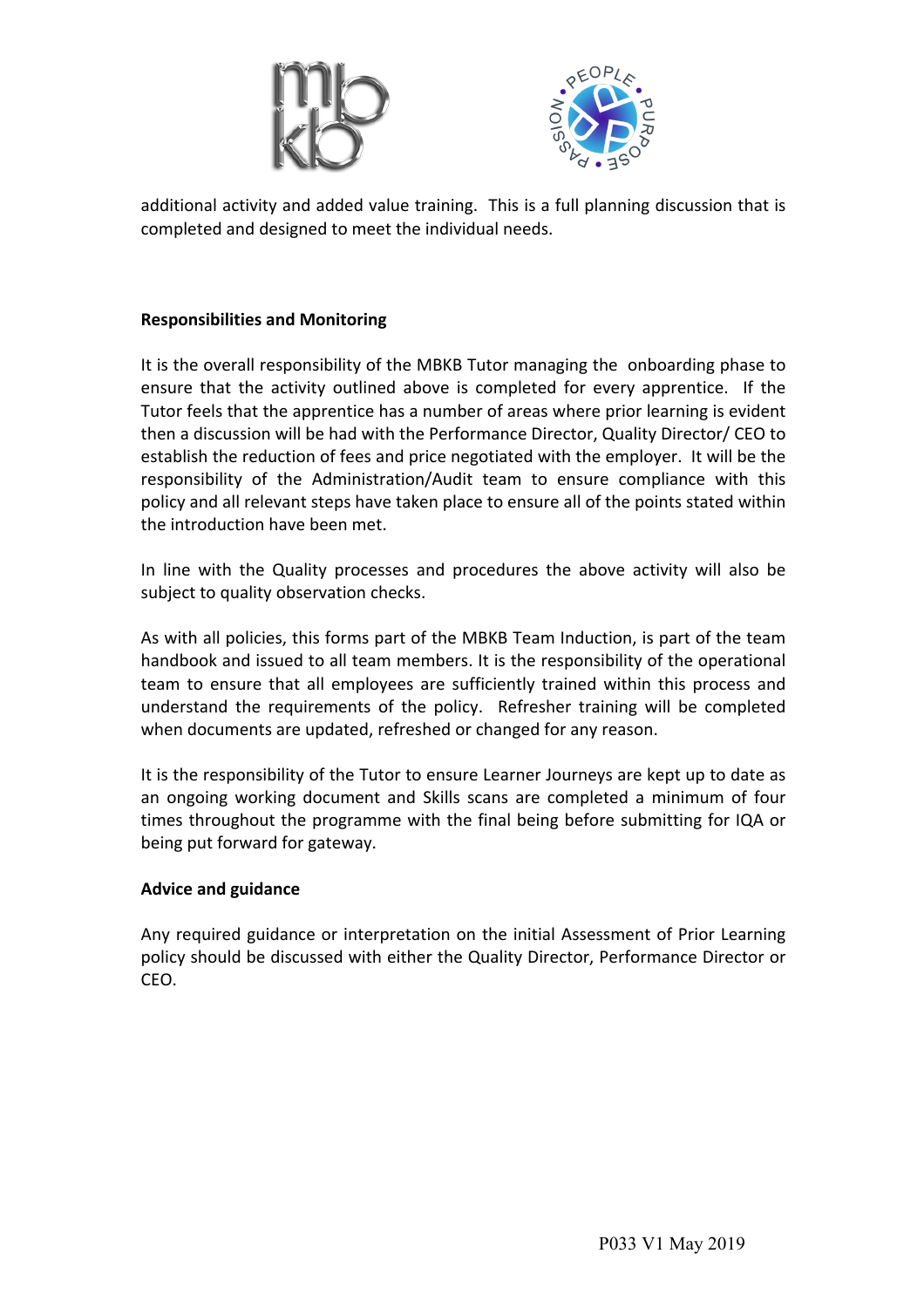additional activity and added value training. This is a full planning discussion that is completed and designed to meet the individual needs.

**Responsibilities and Monitoring**

It is the overall responsibility of the MBKB Tutor managing the onboarding phase to ensure that the activity outlined above is completed for every apprentice. If the Tutor feels that the apprentice has a number of areas where prior learning is evident then a discussion will be had with the Performance Director, Quality Director/ CEO to establish the reduction of fees and price negotiated with the employer. It will be the responsibility of the Administration/Audit team to ensure compliance with this policy and all relevant steps have taken place to ensure all of the points stated within the introduction have been met.

In line with the Quality processes and procedures the above activity will also be subject to quality observation checks.

As with all policies, this forms part of the MBKB Team Induction, is part of the team handbook and issued to all team members. It is the responsibility of the operational team to ensure that all employees are sufficiently trained within this process and understand the requirements of the policy. Refresher training will be completed when documents are updated, refreshed or changed for any reason.

It is the responsibility of the Tutor to ensure Learner Journeys are kept up to date as an ongoing working document and Skills scans are completed a minimum of four times throughout the programme with the final being before submitting for IQA or being put forward for gateway.

**Advice and guidance**

Any required guidance or interpretation on the initial Assessment of Prior Learning policy should be discussed with either the Quality Director, Performance Director or CEO.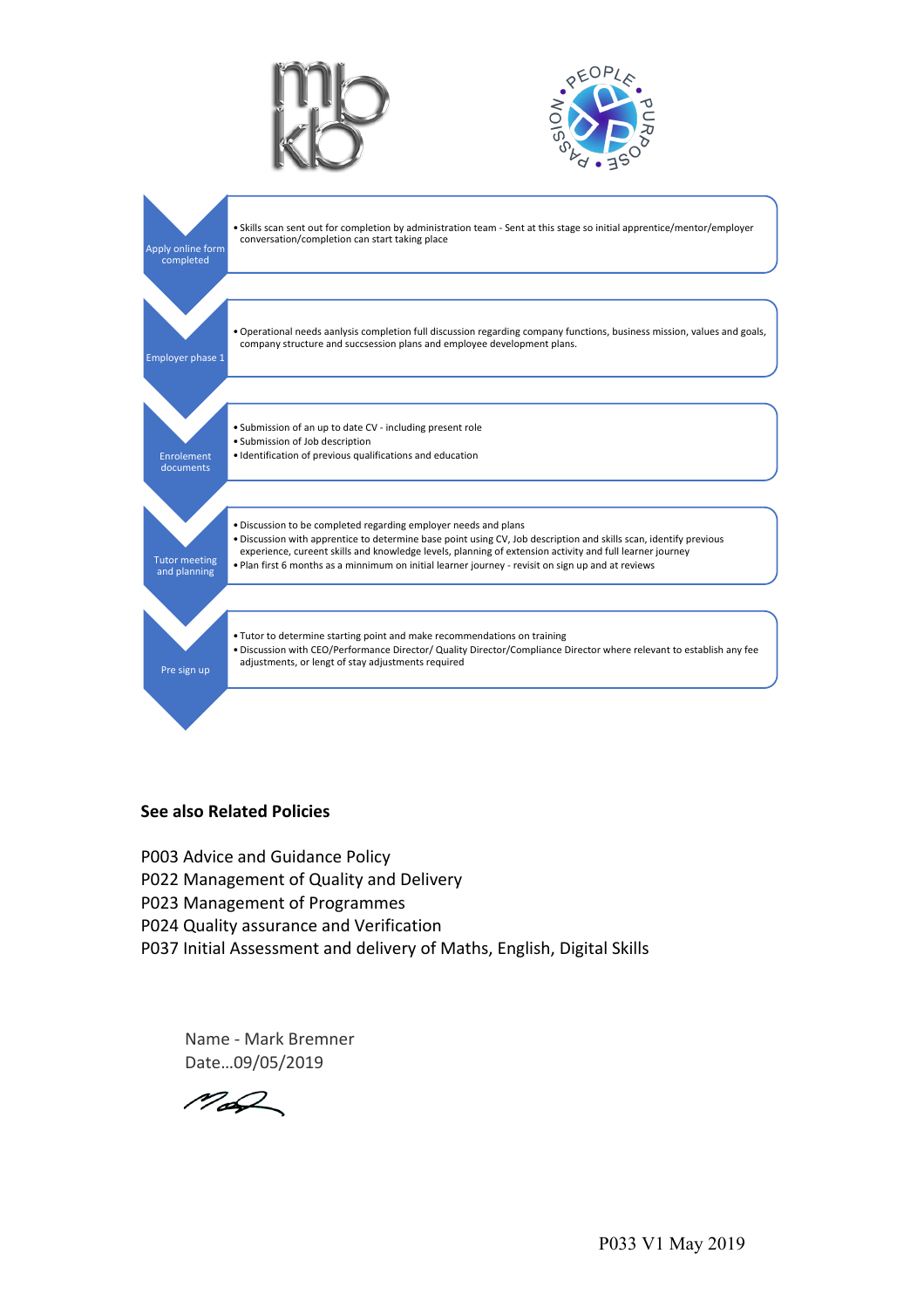**Apply online form completed**

- Skills scan sent out for completion by administration team - Sent at this stage so initial apprentice/mentor/employer conversation/completion can start taking place

**Employer phase 1**

- Operational needs aanlysis completion full discussion regarding company functions, business mission, values and goals, company structure and succsession plans and employee development plans.

**Enrolement documents**

- Submission of an up to date CV - including present role
- Submission of Job description
- Identification of previous qualifications and education

**Tutor meeting and planning**

- Discussion to be completed regarding employer needs and plans
- Discussion with apprentice to determine base point using CV, Job description and skills scan, identify previous experience, cureent skills and knowledge levels, planning of extension activity and full learner journey
- Plan first 6 months as a minnimum on initial learner journey - revisit on sign up and at reviews

**Pre sign up**

- Tutor to determine starting point and make recommendations on training
- Discussion with CEO/Performance Director/ Quality Director/Compliance Director where relevant to establish any fee adjustments, or lengt of stay adjustments required

**See also Related Policies**

P003 Advice and Guidance Policy
P022 Management of Quality and Delivery
P023 Management of Programmes
P024 Quality assurance and Verification
P037 Initial Assessment and delivery of Maths, English, Digital Skills

Name - Mark Bremner
Date…09/05/2019

P033 V1 May 2019